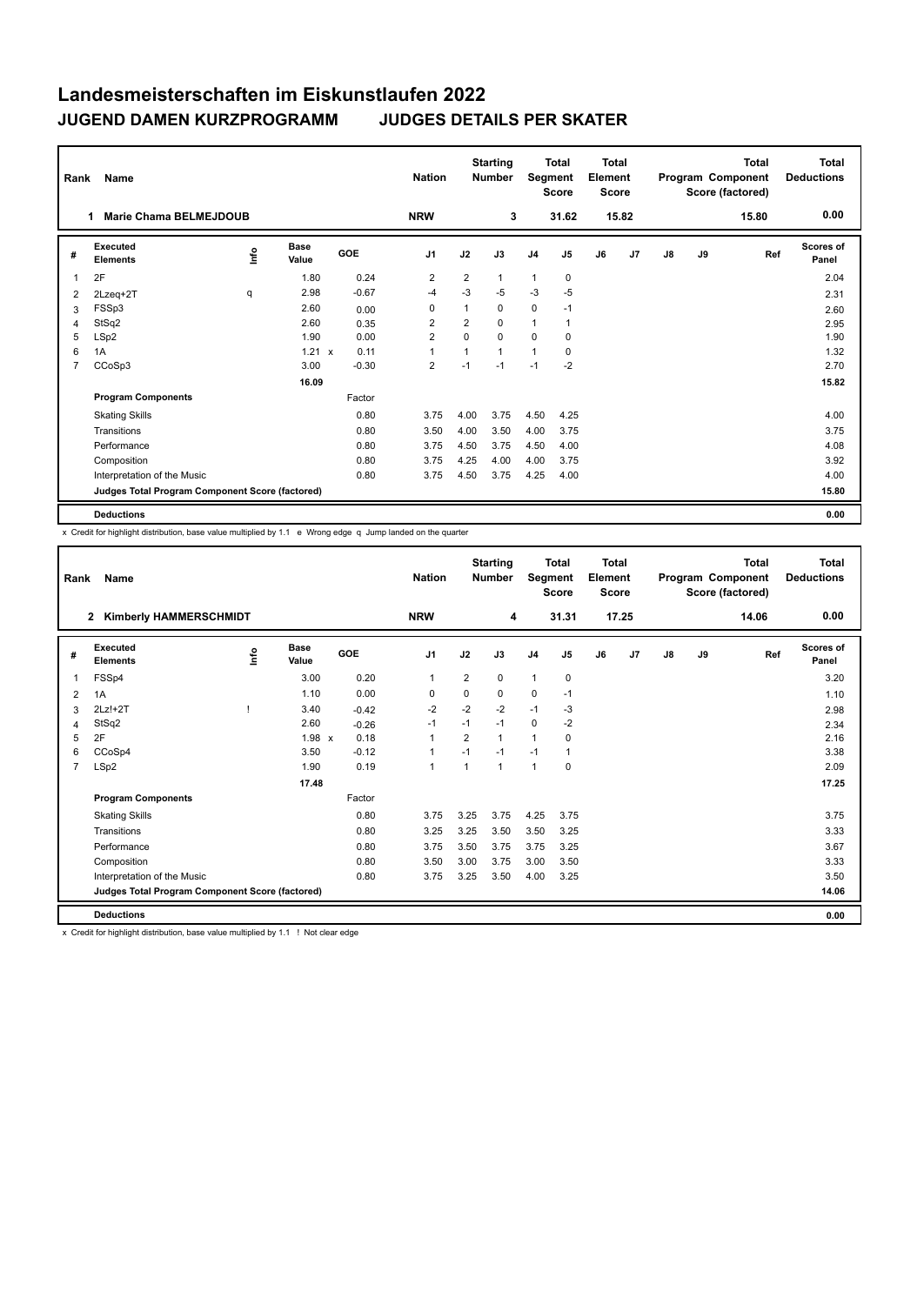# Landesmeisterschaften im Eiskunstlaufen 2022

## JUGEND DAMEN KURZPROGRAMM　　JUDGES DETAILS PER SKATER

| Rank | Name | Nation | Starting Number | Total Segment Score | Total Element Score | Total Program Component Score (factored) | Total Deductions |
|---|---|---|---|---|---|---|---|
| 1 | Marie Chama BELMEJDOUB | NRW | 3 | 31.62 | 15.82 | 15.80 | 0.00 |

| # | Executed Elements | Info | Base Value | | GOE | J1 | J2 | J3 | J4 | J5 | J6 | J7 | J8 | J9 | Ref | Scores of Panel |
|---|---|---|---|---|---|---|---|---|---|---|---|---|---|---|---|---|
| 1 | 2F | | 1.80 | | 0.24 | 2 | 2 | 1 | 1 | 0 | | | | | | 2.04 |
| 2 | 2Lzeq+2T | q | 2.98 | | -0.67 | -4 | -3 | -5 | -3 | -5 | | | | | | 2.31 |
| 3 | FSSp3 | | 2.60 | | 0.00 | 0 | 1 | 0 | 0 | -1 | | | | | | 2.60 |
| 4 | StSq2 | | 2.60 | | 0.35 | 2 | 2 | 0 | 1 | 1 | | | | | | 2.95 |
| 5 | LSp2 | | 1.90 | | 0.00 | 2 | 0 | 0 | 0 | 0 | | | | | | 1.90 |
| 6 | 1A | | 1.21 | x | 0.11 | 1 | 1 | 1 | 1 | 0 | | | | | | 1.32 |
| 7 | CCoSp3 | | 3.00 | | -0.30 | 2 | -1 | -1 | -1 | -2 | | | | | | 2.70 |
| | | | 16.09 | | | | | | | | | | | | | 15.82 |
| | **Program Components** | | | | Factor | | | | | | | | | | | |
| | Skating Skills | | | | 0.80 | 3.75 | 4.00 | 3.75 | 4.50 | 4.25 | | | | | | 4.00 |
| | Transitions | | | | 0.80 | 3.50 | 4.00 | 3.50 | 4.00 | 3.75 | | | | | | 3.75 |
| | Performance | | | | 0.80 | 3.75 | 4.50 | 3.75 | 4.50 | 4.00 | | | | | | 4.08 |
| | Composition | | | | 0.80 | 3.75 | 4.25 | 4.00 | 4.00 | 3.75 | | | | | | 3.92 |
| | Interpretation of the Music | | | | 0.80 | 3.75 | 4.50 | 3.75 | 4.25 | 4.00 | | | | | | 4.00 |
| | **Judges Total Program Component Score (factored)** | | | | | | | | | | | | | | | 15.80 |
| | **Deductions** | | | | | | | | | | | | | | | 0.00 |

x Credit for highlight distribution, base value multiplied by 1.1　e Wrong edge　q Jump landed on the quarter

| Rank | Name | Nation | Starting Number | Total Segment Score | Total Element Score | Total Program Component Score (factored) | Total Deductions |
|---|---|---|---|---|---|---|---|
| 2 | Kimberly HAMMERSCHMIDT | NRW | 4 | 31.31 | 17.25 | 14.06 | 0.00 |

| # | Executed Elements | Info | Base Value | | GOE | J1 | J2 | J3 | J4 | J5 | J6 | J7 | J8 | J9 | Ref | Scores of Panel |
|---|---|---|---|---|---|---|---|---|---|---|---|---|---|---|---|---|
| 1 | FSSp4 | | 3.00 | | 0.20 | 1 | 2 | 0 | 1 | 0 | | | | | | 3.20 |
| 2 | 1A | | 1.10 | | 0.00 | 0 | 0 | 0 | 0 | -1 | | | | | | 1.10 |
| 3 | 2Lz!+2T | ! | 3.40 | | -0.42 | -2 | -2 | -2 | -1 | -3 | | | | | | 2.98 |
| 4 | StSq2 | | 2.60 | | -0.26 | -1 | -1 | -1 | 0 | -2 | | | | | | 2.34 |
| 5 | 2F | | 1.98 | x | 0.18 | 1 | 2 | 1 | 1 | 0 | | | | | | 2.16 |
| 6 | CCoSp4 | | 3.50 | | -0.12 | 1 | -1 | -1 | -1 | 1 | | | | | | 3.38 |
| 7 | LSp2 | | 1.90 | | 0.19 | 1 | 1 | 1 | 1 | 0 | | | | | | 2.09 |
| | | | 17.48 | | | | | | | | | | | | | 17.25 |
| | **Program Components** | | | | Factor | | | | | | | | | | | |
| | Skating Skills | | | | 0.80 | 3.75 | 3.25 | 3.75 | 4.25 | 3.75 | | | | | | 3.75 |
| | Transitions | | | | 0.80 | 3.25 | 3.25 | 3.50 | 3.50 | 3.25 | | | | | | 3.33 |
| | Performance | | | | 0.80 | 3.75 | 3.50 | 3.75 | 3.75 | 3.25 | | | | | | 3.67 |
| | Composition | | | | 0.80 | 3.50 | 3.00 | 3.75 | 3.00 | 3.50 | | | | | | 3.33 |
| | Interpretation of the Music | | | | 0.80 | 3.75 | 3.25 | 3.50 | 4.00 | 3.25 | | | | | | 3.50 |
| | **Judges Total Program Component Score (factored)** | | | | | | | | | | | | | | | 14.06 |
| | **Deductions** | | | | | | | | | | | | | | | 0.00 |

x Credit for highlight distribution, base value multiplied by 1.1　! Not clear edge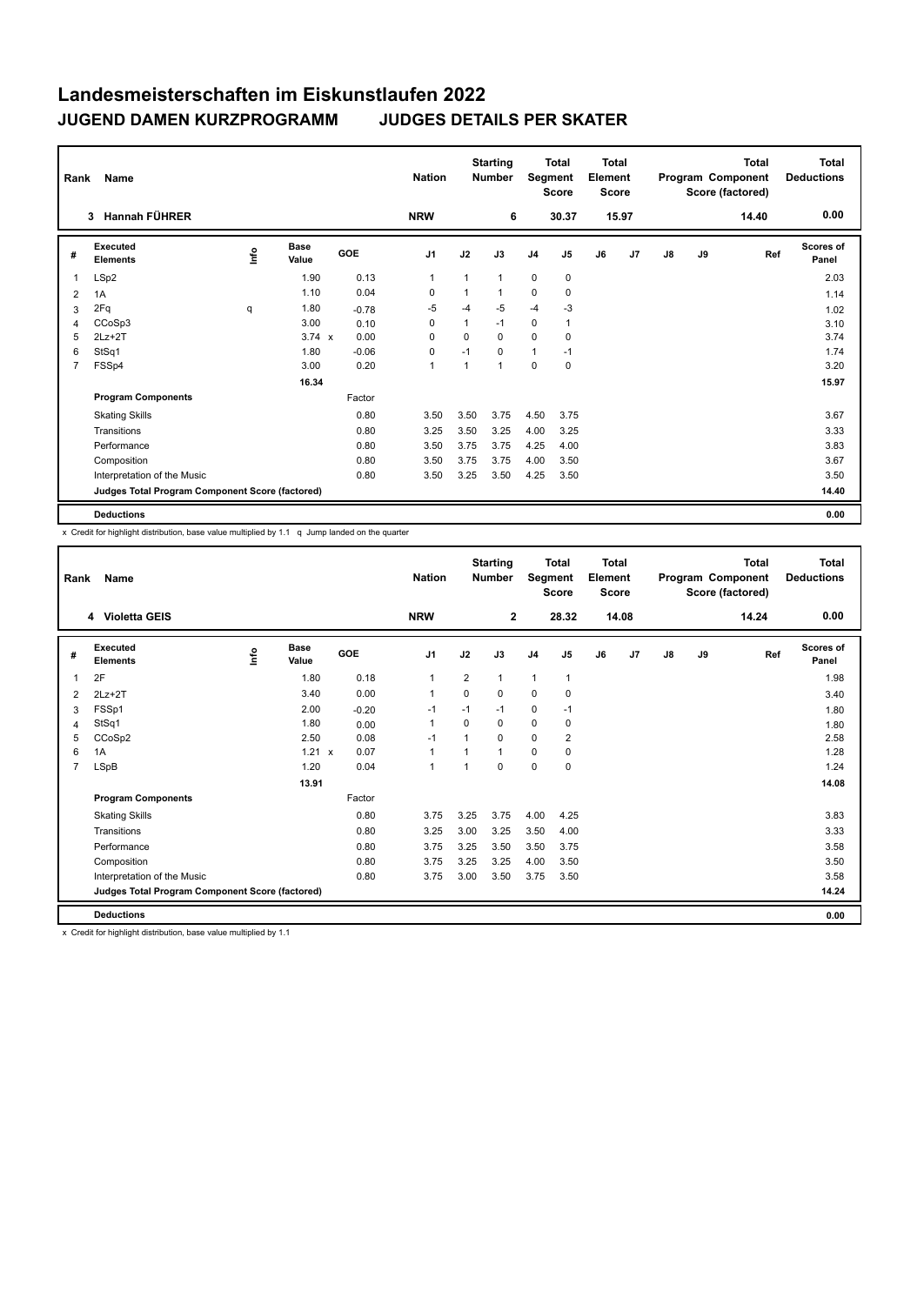# Landesmeisterschaften im Eiskunstlaufen 2022

## JUGEND DAMEN KURZPROGRAMM JUDGES DETAILS PER SKATER

| Rank | Name | Nation | Starting Number | Total Segment Score | Total Element Score | Total Program Component Score (factored) | Total Deductions |
|---|---|---|---|---|---|---|---|
| 3 | Hannah FÜHRER | NRW | 6 | 30.37 | 15.97 | 14.40 | 0.00 |

| # | Executed Elements | Info | Base Value | GOE | J1 | J2 | J3 | J4 | J5 | J6 | J7 | J8 | J9 | Ref | Scores of Panel |
|---|---|---|---|---|---|---|---|---|---|---|---|---|---|---|---|
| 1 | LSp2 | | 1.90 | 0.13 | 1 | 1 | 1 | 0 | 0 | | | | | | 2.03 |
| 2 | 1A | | 1.10 | 0.04 | 0 | 1 | 1 | 0 | 0 | | | | | | 1.14 |
| 3 | 2Fq | q | 1.80 | -0.78 | -5 | -4 | -5 | -4 | -3 | | | | | | 1.02 |
| 4 | CCoSp3 | | 3.00 | 0.10 | 0 | 1 | -1 | 0 | 1 | | | | | | 3.10 |
| 5 | 2Lz+2T | | 3.74 x | 0.00 | 0 | 0 | 0 | 0 | 0 | | | | | | 3.74 |
| 6 | StSq1 | | 1.80 | -0.06 | 0 | -1 | 0 | 1 | -1 | | | | | | 1.74 |
| 7 | FSSp4 | | 3.00 | 0.20 | 1 | 1 | 1 | 0 | 0 | | | | | | 3.20 |
| | | | 16.34 | | | | | | | | | | | | 15.97 |
| | **Program Components** | | | Factor | | | | | | | | | | | |
| | Skating Skills | | | 0.80 | 3.50 | 3.50 | 3.75 | 4.50 | 3.75 | | | | | | 3.67 |
| | Transitions | | | 0.80 | 3.25 | 3.50 | 3.25 | 4.00 | 3.25 | | | | | | 3.33 |
| | Performance | | | 0.80 | 3.50 | 3.75 | 3.75 | 4.25 | 4.00 | | | | | | 3.83 |
| | Composition | | | 0.80 | 3.50 | 3.75 | 3.75 | 4.00 | 3.50 | | | | | | 3.67 |
| | Interpretation of the Music | | | 0.80 | 3.50 | 3.25 | 3.50 | 4.25 | 3.50 | | | | | | 3.50 |
| | **Judges Total Program Component Score (factored)** | | | | | | | | | | | | | | 14.40 |
| | **Deductions** | | | | | | | | | | | | | | 0.00 |

x Credit for highlight distribution, base value multiplied by 1.1 q Jump landed on the quarter

| Rank | Name | Nation | Starting Number | Total Segment Score | Total Element Score | Total Program Component Score (factored) | Total Deductions |
|---|---|---|---|---|---|---|---|
| 4 | Violetta GEIS | NRW | 2 | 28.32 | 14.08 | 14.24 | 0.00 |

| # | Executed Elements | Info | Base Value | GOE | J1 | J2 | J3 | J4 | J5 | J6 | J7 | J8 | J9 | Ref | Scores of Panel |
|---|---|---|---|---|---|---|---|---|---|---|---|---|---|---|---|
| 1 | 2F | | 1.80 | 0.18 | 1 | 2 | 1 | 1 | 1 | | | | | | 1.98 |
| 2 | 2Lz+2T | | 3.40 | 0.00 | 1 | 0 | 0 | 0 | 0 | | | | | | 3.40 |
| 3 | FSSp1 | | 2.00 | -0.20 | -1 | -1 | -1 | 0 | -1 | | | | | | 1.80 |
| 4 | StSq1 | | 1.80 | 0.00 | 1 | 0 | 0 | 0 | 0 | | | | | | 1.80 |
| 5 | CCoSp2 | | 2.50 | 0.08 | -1 | 1 | 0 | 0 | 2 | | | | | | 2.58 |
| 6 | 1A | | 1.21 x | 0.07 | 1 | 1 | 1 | 0 | 0 | | | | | | 1.28 |
| 7 | LSpB | | 1.20 | 0.04 | 1 | 1 | 0 | 0 | 0 | | | | | | 1.24 |
| | | | 13.91 | | | | | | | | | | | | 14.08 |
| | **Program Components** | | | Factor | | | | | | | | | | | |
| | Skating Skills | | | 0.80 | 3.75 | 3.25 | 3.75 | 4.00 | 4.25 | | | | | | 3.83 |
| | Transitions | | | 0.80 | 3.25 | 3.00 | 3.25 | 3.50 | 4.00 | | | | | | 3.33 |
| | Performance | | | 0.80 | 3.75 | 3.25 | 3.50 | 3.50 | 3.75 | | | | | | 3.58 |
| | Composition | | | 0.80 | 3.75 | 3.25 | 3.25 | 4.00 | 3.50 | | | | | | 3.50 |
| | Interpretation of the Music | | | 0.80 | 3.75 | 3.00 | 3.50 | 3.75 | 3.50 | | | | | | 3.58 |
| | **Judges Total Program Component Score (factored)** | | | | | | | | | | | | | | 14.24 |
| | **Deductions** | | | | | | | | | | | | | | 0.00 |

x Credit for highlight distribution, base value multiplied by 1.1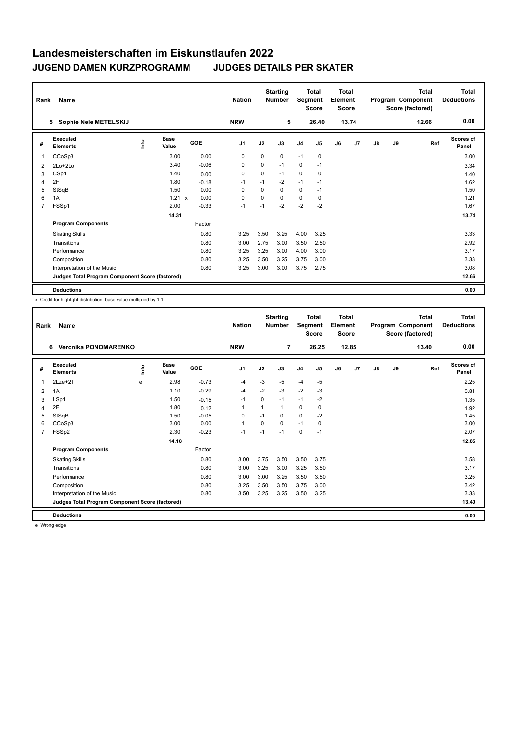# Landesmeisterschaften im Eiskunstlaufen 2022

## JUGEND DAMEN KURZPROGRAMM JUDGES DETAILS PER SKATER

| Rank | Name | Nation | Starting Number | Total Segment Score | Total Element Score | Total Program Component Score (factored) | Total Deductions |
|---|---|---|---|---|---|---|---|
| 5 | Sophie Nele METELSKIJ | NRW | 5 | 26.40 | 13.74 | 12.66 | 0.00 |

| # | Executed Elements | Info | Base Value | GOE | J1 | J2 | J3 | J4 | J5 | J6 | J7 | J8 | J9 | Ref | Scores of Panel |
|---|---|---|---|---|---|---|---|---|---|---|---|---|---|---|---|
| 1 | CCoSp3 | | 3.00 | 0.00 | 0 | 0 | 0 | -1 | 0 | | | | | | 3.00 |
| 2 | 2Lo+2Lo | | 3.40 | -0.06 | 0 | 0 | -1 | 0 | -1 | | | | | | 3.34 |
| 3 | CSp1 | | 1.40 | 0.00 | 0 | 0 | -1 | 0 | 0 | | | | | | 1.40 |
| 4 | 2F | | 1.80 | -0.18 | -1 | -1 | -2 | -1 | -1 | | | | | | 1.62 |
| 5 | StSqB | | 1.50 | 0.00 | 0 | 0 | 0 | 0 | -1 | | | | | | 1.50 |
| 6 | 1A | | 1.21 x | 0.00 | 0 | 0 | 0 | 0 | 0 | | | | | | 1.21 |
| 7 | FSSp1 | | 2.00 | -0.33 | -1 | -1 | -2 | -2 | -2 | | | | | | 1.67 |
| | | | 14.31 | | | | | | | | | | | | 13.74 |
| | **Program Components** | | | Factor | | | | | | | | | | | |
| | Skating Skills | | | 0.80 | 3.25 | 3.50 | 3.25 | 4.00 | 3.25 | | | | | | 3.33 |
| | Transitions | | | 0.80 | 3.00 | 2.75 | 3.00 | 3.50 | 2.50 | | | | | | 2.92 |
| | Performance | | | 0.80 | 3.25 | 3.25 | 3.00 | 4.00 | 3.00 | | | | | | 3.17 |
| | Composition | | | 0.80 | 3.25 | 3.50 | 3.25 | 3.75 | 3.00 | | | | | | 3.33 |
| | Interpretation of the Music | | | 0.80 | 3.25 | 3.00 | 3.00 | 3.75 | 2.75 | | | | | | 3.08 |
| | **Judges Total Program Component Score (factored)** | | | | | | | | | | | | | | 12.66 |
| | **Deductions** | | | | | | | | | | | | | | 0.00 |

x Credit for highlight distribution, base value multiplied by 1.1

| Rank | Name | Nation | Starting Number | Total Segment Score | Total Element Score | Total Program Component Score (factored) | Total Deductions |
|---|---|---|---|---|---|---|---|
| 6 | Veronika PONOMARENKO | NRW | 7 | 26.25 | 12.85 | 13.40 | 0.00 |

| # | Executed Elements | Info | Base Value | GOE | J1 | J2 | J3 | J4 | J5 | J6 | J7 | J8 | J9 | Ref | Scores of Panel |
|---|---|---|---|---|---|---|---|---|---|---|---|---|---|---|---|
| 1 | 2Lze+2T | e | 2.98 | -0.73 | -4 | -3 | -5 | -4 | -5 | | | | | | 2.25 |
| 2 | 1A | | 1.10 | -0.29 | -4 | -2 | -3 | -2 | -3 | | | | | | 0.81 |
| 3 | LSp1 | | 1.50 | -0.15 | -1 | 0 | -1 | -1 | -2 | | | | | | 1.35 |
| 4 | 2F | | 1.80 | 0.12 | 1 | 1 | 1 | 0 | 0 | | | | | | 1.92 |
| 5 | StSqB | | 1.50 | -0.05 | 0 | -1 | 0 | 0 | -2 | | | | | | 1.45 |
| 6 | CCoSp3 | | 3.00 | 0.00 | 1 | 0 | 0 | -1 | 0 | | | | | | 3.00 |
| 7 | FSSp2 | | 2.30 | -0.23 | -1 | -1 | -1 | 0 | -1 | | | | | | 2.07 |
| | | | 14.18 | | | | | | | | | | | | 12.85 |
| | **Program Components** | | | Factor | | | | | | | | | | | |
| | Skating Skills | | | 0.80 | 3.00 | 3.75 | 3.50 | 3.50 | 3.75 | | | | | | 3.58 |
| | Transitions | | | 0.80 | 3.00 | 3.25 | 3.00 | 3.25 | 3.50 | | | | | | 3.17 |
| | Performance | | | 0.80 | 3.00 | 3.00 | 3.25 | 3.50 | 3.50 | | | | | | 3.25 |
| | Composition | | | 0.80 | 3.25 | 3.50 | 3.50 | 3.75 | 3.00 | | | | | | 3.42 |
| | Interpretation of the Music | | | 0.80 | 3.50 | 3.25 | 3.25 | 3.50 | 3.25 | | | | | | 3.33 |
| | **Judges Total Program Component Score (factored)** | | | | | | | | | | | | | | 13.40 |
| | **Deductions** | | | | | | | | | | | | | | 0.00 |

e Wrong edge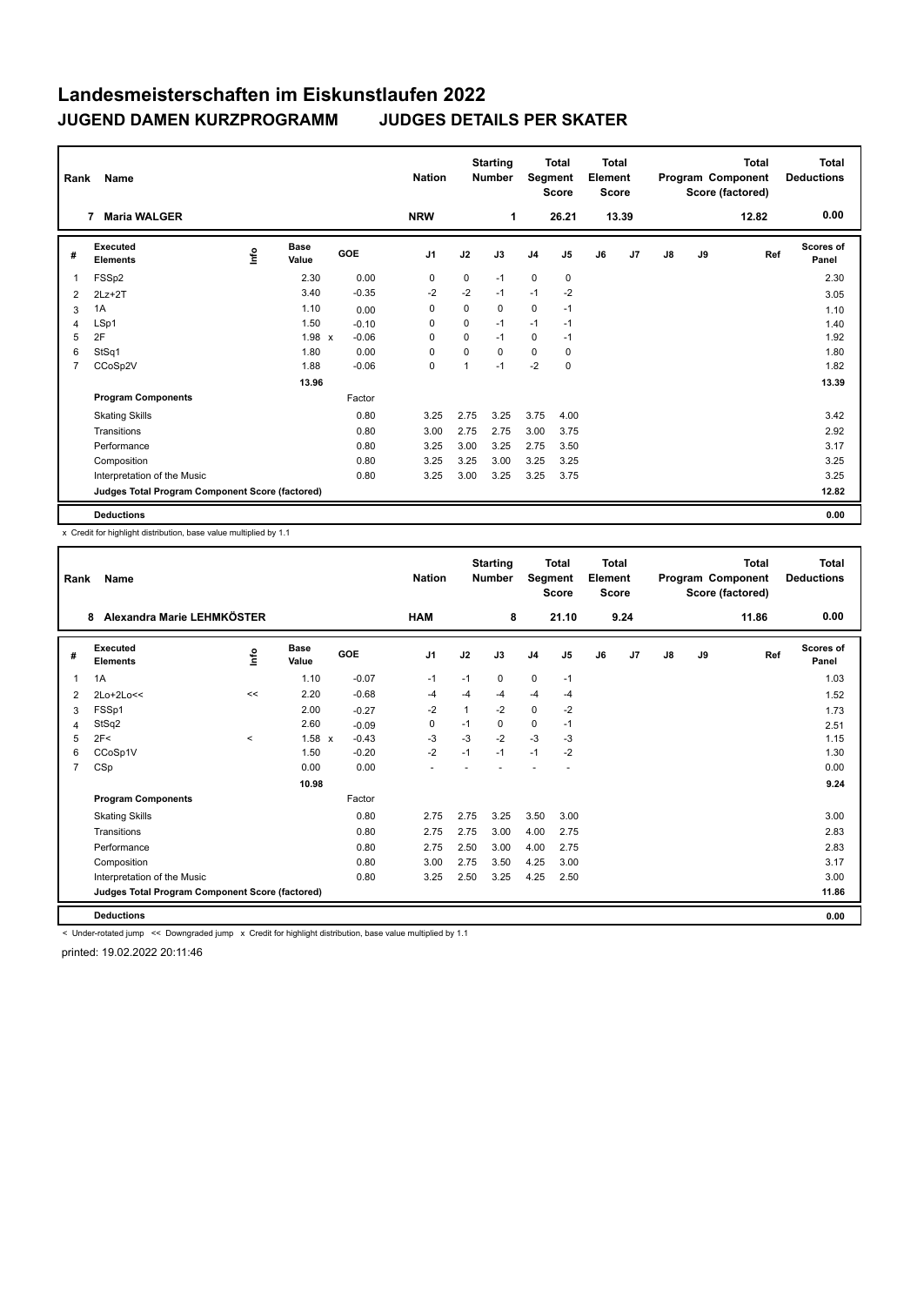# Landesmeisterschaften im Eiskunstlaufen 2022

## JUGEND DAMEN KURZPROGRAMM JUDGES DETAILS PER SKATER

| Rank | Name | Nation | Starting Number | Total Segment Score | Total Element Score | Total Program Component Score (factored) | Total Deductions |
|---|---|---|---|---|---|---|---|
| 7 | Maria WALGER | NRW | 1 | 26.21 | 13.39 | 12.82 | 0.00 |

| # | Executed Elements | Info | Base Value | | GOE | J1 | J2 | J3 | J4 | J5 | J6 | J7 | J8 | J9 | Ref | Scores of Panel |
|---|---|---|---|---|---|---|---|---|---|---|---|---|---|---|---|---|
| 1 | FSSp2 | | 2.30 | | 0.00 | 0 | 0 | -1 | 0 | 0 | | | | | | 2.30 |
| 2 | 2Lz+2T | | 3.40 | | -0.35 | -2 | -2 | -1 | -1 | -2 | | | | | | 3.05 |
| 3 | 1A | | 1.10 | | 0.00 | 0 | 0 | 0 | 0 | -1 | | | | | | 1.10 |
| 4 | LSp1 | | 1.50 | | -0.10 | 0 | 0 | -1 | -1 | -1 | | | | | | 1.40 |
| 5 | 2F | | 1.98 | x | -0.06 | 0 | 0 | -1 | 0 | -1 | | | | | | 1.92 |
| 6 | StSq1 | | 1.80 | | 0.00 | 0 | 0 | 0 | 0 | 0 | | | | | | 1.80 |
| 7 | CCoSp2V | | 1.88 | | -0.06 | 0 | 1 | -1 | -2 | 0 | | | | | | 1.82 |
| | | | 13.96 | | | | | | | | | | | | | 13.39 |
| | Program Components | | | | Factor | | | | | | | | | | | |
| | Skating Skills | | | | 0.80 | 3.25 | 2.75 | 3.25 | 3.75 | 4.00 | | | | | | 3.42 |
| | Transitions | | | | 0.80 | 3.00 | 2.75 | 2.75 | 3.00 | 3.75 | | | | | | 2.92 |
| | Performance | | | | 0.80 | 3.25 | 3.00 | 3.25 | 2.75 | 3.50 | | | | | | 3.17 |
| | Composition | | | | 0.80 | 3.25 | 3.25 | 3.00 | 3.25 | 3.25 | | | | | | 3.25 |
| | Interpretation of the Music | | | | 0.80 | 3.25 | 3.00 | 3.25 | 3.25 | 3.75 | | | | | | 3.25 |
| | Judges Total Program Component Score (factored) | | | | | | | | | | | | | | | 12.82 |
| | Deductions | | | | | | | | | | | | | | | 0.00 |

x Credit for highlight distribution, base value multiplied by 1.1

| Rank | Name | Nation | Starting Number | Total Segment Score | Total Element Score | Total Program Component Score (factored) | Total Deductions |
|---|---|---|---|---|---|---|---|
| 8 | Alexandra Marie LEHMKÖSTER | HAM | 8 | 21.10 | 9.24 | 11.86 | 0.00 |

| # | Executed Elements | Info | Base Value | | GOE | J1 | J2 | J3 | J4 | J5 | J6 | J7 | J8 | J9 | Ref | Scores of Panel |
|---|---|---|---|---|---|---|---|---|---|---|---|---|---|---|---|---|
| 1 | 1A | | 1.10 | | -0.07 | -1 | -1 | 0 | 0 | -1 | | | | | | 1.03 |
| 2 | 2Lo+2Lo<< | << | 2.20 | | -0.68 | -4 | -4 | -4 | -4 | -4 | | | | | | 1.52 |
| 3 | FSSp1 | | 2.00 | | -0.27 | -2 | 1 | -2 | 0 | -2 | | | | | | 1.73 |
| 4 | StSq2 | | 2.60 | | -0.09 | 0 | -1 | 0 | 0 | -1 | | | | | | 2.51 |
| 5 | 2F< | < | 1.58 | x | -0.43 | -3 | -3 | -2 | -3 | -3 | | | | | | 1.15 |
| 6 | CCoSp1V | | 1.50 | | -0.20 | -2 | -1 | -1 | -1 | -2 | | | | | | 1.30 |
| 7 | CSp | | 0.00 | | 0.00 | - | - | - | - | - | | | | | | 0.00 |
| | | | 10.98 | | | | | | | | | | | | | 9.24 |
| | Program Components | | | | Factor | | | | | | | | | | | |
| | Skating Skills | | | | 0.80 | 2.75 | 2.75 | 3.25 | 3.50 | 3.00 | | | | | | 3.00 |
| | Transitions | | | | 0.80 | 2.75 | 2.75 | 3.00 | 4.00 | 2.75 | | | | | | 2.83 |
| | Performance | | | | 0.80 | 2.75 | 2.50 | 3.00 | 4.00 | 2.75 | | | | | | 2.83 |
| | Composition | | | | 0.80 | 3.00 | 2.75 | 3.50 | 4.25 | 3.00 | | | | | | 3.17 |
| | Interpretation of the Music | | | | 0.80 | 3.25 | 2.50 | 3.25 | 4.25 | 2.50 | | | | | | 3.00 |
| | Judges Total Program Component Score (factored) | | | | | | | | | | | | | | | 11.86 |
| | Deductions | | | | | | | | | | | | | | | 0.00 |

< Under-rotated jump << Downgraded jump x Credit for highlight distribution, base value multiplied by 1.1

printed: 19.02.2022 20:11:46